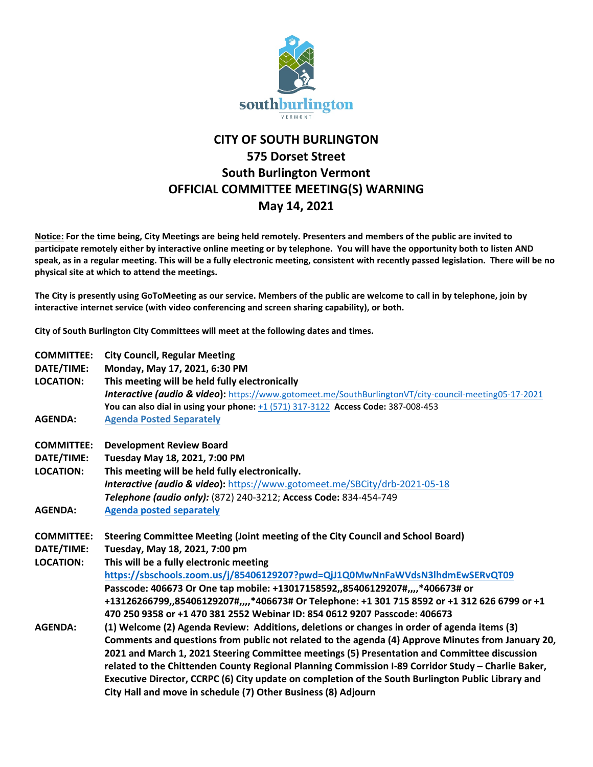# CITY OF SOUTH BURLINGTON
## 575 Dorset Street
## South Burlington Vermont
## OFFICIAL COMMITTEE MEETING(S) WARNING
## May 14, 2021

**Notice: For the time being, City Meetings are being held remotely. Presenters and members of the public are invited to participate remotely either by interactive online meeting or by telephone. You will have the opportunity both to listen AND speak, as in a regular meeting. This will be a fully electronic meeting, consistent with recently passed legislation. There will be no physical site at which to attend the meetings.**

**The City is presently using GoToMeeting as our service. Members of the public are welcome to call in by telephone, join by interactive internet service (with video conferencing and screen sharing capability), or both.**

**City of South Burlington City Committees will meet at the following dates and times.**

**COMMITTEE:** **City Council, Regular Meeting**
**DATE/TIME:** **Monday, May 17, 2021, 6:30 PM**
**LOCATION:** **This meeting will be held fully electronically**
***Interactive (audio & video)*:** https://www.gotomeet.me/SouthBurlingtonVT/city-council-meeting05-17-2021
**You can also dial in using your phone:** +1 (571) 317-3122 **Access Code:** 387-008-453
**AGENDA:** **Agenda Posted Separately**

**COMMITTEE:** **Development Review Board**
**DATE/TIME:** **Tuesday May 18, 2021, 7:00 PM**
**LOCATION:** **This meeting will be held fully electronically.**
***Interactive (audio & video)*:** https://www.gotomeet.me/SBCity/drb-2021-05-18
***Telephone (audio only):*** (872) 240-3212; **Access Code:** 834-454-749
**AGENDA:** **Agenda posted separately**

**COMMITTEE:** **Steering Committee Meeting (Joint meeting of the City Council and School Board)**
**DATE/TIME:** **Tuesday, May 18, 2021, 7:00 pm**
**LOCATION:** **This will be a fully electronic meeting**
**https://sbschools.zoom.us/j/85406129207?pwd=QjJ1Q0MwNnFaWVdsN3lhdmEwSERvQT09**
**Passcode: 406673 Or One tap mobile: +13017158592,,85406129207#,,,,*406673# or +13126266799,,85406129207#,,,,*406673# Or Telephone: +1 301 715 8592 or +1 312 626 6799 or +1 470 250 9358 or +1 470 381 2552 Webinar ID: 854 0612 9207 Passcode: 406673**
**AGENDA:** **(1) Welcome (2) Agenda Review: Additions, deletions or changes in order of agenda items (3) Comments and questions from public not related to the agenda (4) Approve Minutes from January 20, 2021 and March 1, 2021 Steering Committee meetings (5) Presentation and Committee discussion related to the Chittenden County Regional Planning Commission I-89 Corridor Study – Charlie Baker, Executive Director, CCRPC (6) City update on completion of the South Burlington Public Library and City Hall and move in schedule (7) Other Business (8) Adjourn**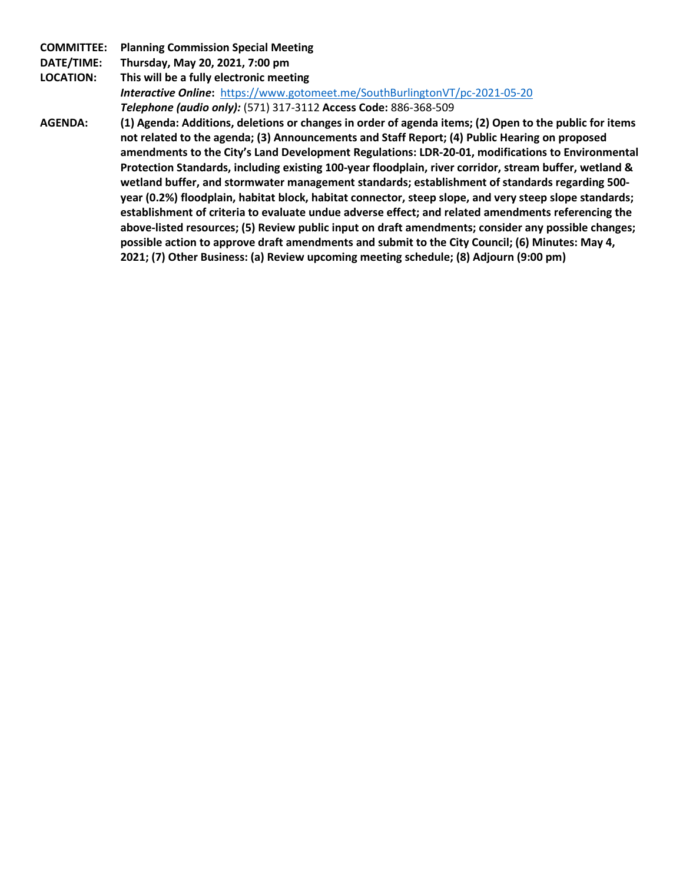**COMMITTEE:** **Planning Commission Special Meeting**

**DATE/TIME:** **Thursday, May 20, 2021, 7:00 pm**

**LOCATION:** **This will be a fully electronic meeting**

***Interactive Online*:** https://www.gotomeet.me/SouthBurlingtonVT/pc-2021-05-20

***Telephone (audio only):*** (571) 317-3112 **Access Code:** 886-368-509

**AGENDA:** **(1) Agenda: Additions, deletions or changes in order of agenda items; (2) Open to the public for items not related to the agenda; (3) Announcements and Staff Report; (4) Public Hearing on proposed amendments to the City's Land Development Regulations: LDR-20-01, modifications to Environmental Protection Standards, including existing 100-year floodplain, river corridor, stream buffer, wetland & wetland buffer, and stormwater management standards; establishment of standards regarding 500-year (0.2%) floodplain, habitat block, habitat connector, steep slope, and very steep slope standards; establishment of criteria to evaluate undue adverse effect; and related amendments referencing the above-listed resources; (5) Review public input on draft amendments; consider any possible changes; possible action to approve draft amendments and submit to the City Council; (6) Minutes: May 4, 2021; (7) Other Business: (a) Review upcoming meeting schedule; (8) Adjourn (9:00 pm)**